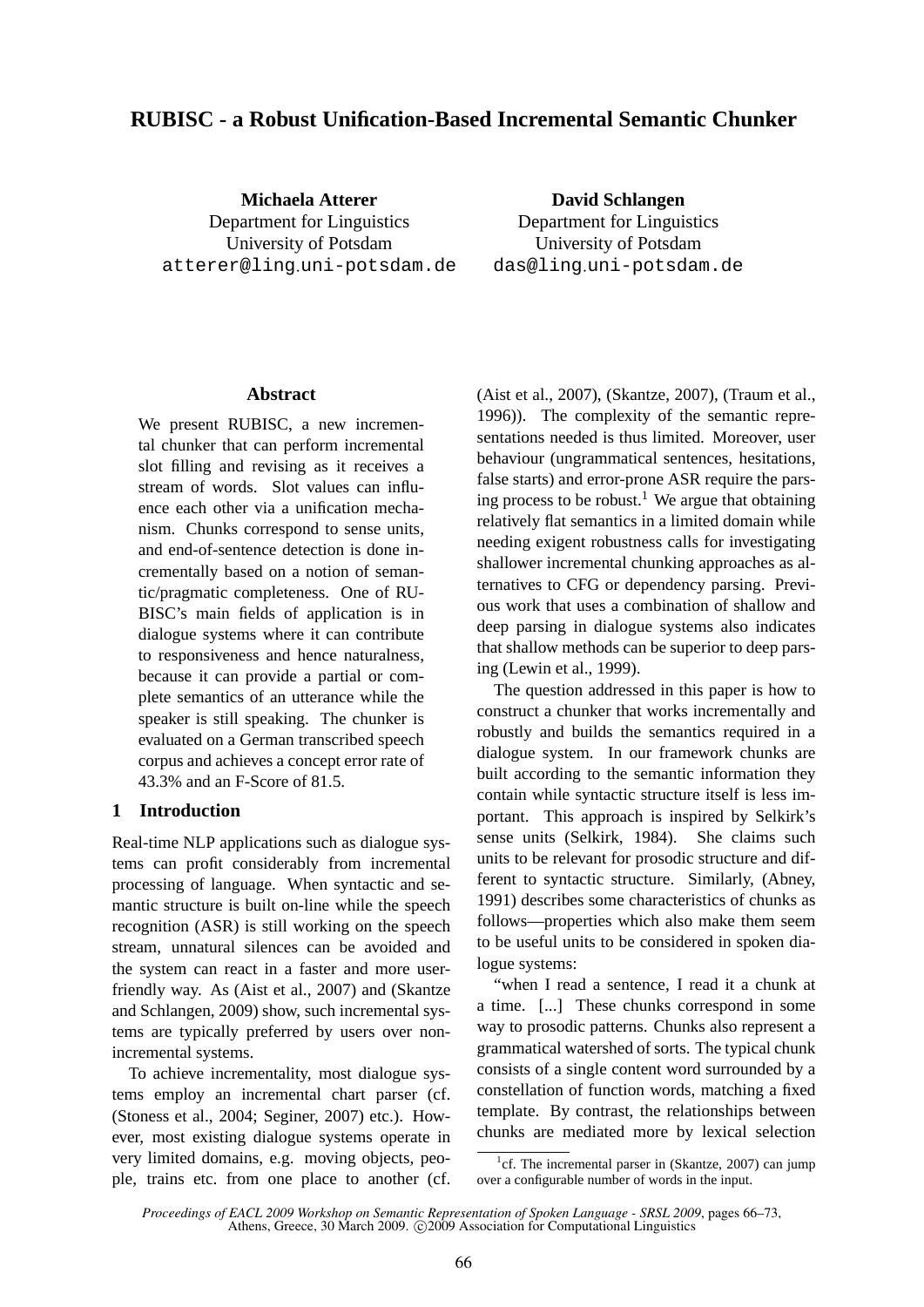# RUBISC - a Robust Unification-Based Incremental Semantic Chunker

**Michaela Atterer**
Department for Linguistics
University of Potsdam
atterer@ling.uni-potsdam.de

**David Schlangen**
Department for Linguistics
University of Potsdam
das@ling.uni-potsdam.de

## Abstract

We present RUBISC, a new incremental chunker that can perform incremental slot filling and revising as it receives a stream of words. Slot values can influence each other via a unification mechanism. Chunks correspond to sense units, and end-of-sentence detection is done incrementally based on a notion of semantic/pragmatic completeness. One of RUBISC's main fields of application is in dialogue systems where it can contribute to responsiveness and hence naturalness, because it can provide a partial or complete semantics of an utterance while the speaker is still speaking. The chunker is evaluated on a German transcribed speech corpus and achieves a concept error rate of 43.3% and an F-Score of 81.5.

## 1 Introduction

Real-time NLP applications such as dialogue systems can profit considerably from incremental processing of language. When syntactic and semantic structure is built on-line while the speech recognition (ASR) is still working on the speech stream, unnatural silences can be avoided and the system can react in a faster and more user-friendly way. As (Aist et al., 2007) and (Skantze and Schlangen, 2009) show, such incremental systems are typically preferred by users over non-incremental systems.

To achieve incrementality, most dialogue systems employ an incremental chart parser (cf. (Stoness et al., 2004; Seginer, 2007) etc.). However, most existing dialogue systems operate in very limited domains, e.g. moving objects, people, trains etc. from one place to another (cf. (Aist et al., 2007), (Skantze, 2007), (Traum et al., 1996)). The complexity of the semantic representations needed is thus limited. Moreover, user behaviour (ungrammatical sentences, hesitations, false starts) and error-prone ASR require the parsing process to be robust.[1] We argue that obtaining relatively flat semantics in a limited domain while needing exigent robustness calls for investigating shallower incremental chunking approaches as alternatives to CFG or dependency parsing. Previous work that uses a combination of shallow and deep parsing in dialogue systems also indicates that shallow methods can be superior to deep parsing (Lewin et al., 1999).

The question addressed in this paper is how to construct a chunker that works incrementally and robustly and builds the semantics required in a dialogue system. In our framework chunks are built according to the semantic information they contain while syntactic structure itself is less important. This approach is inspired by Selkirk's sense units (Selkirk, 1984). She claims such units to be relevant for prosodic structure and different to syntactic structure. Similarly, (Abney, 1991) describes some characteristics of chunks as follows—properties which also make them seem to be useful units to be considered in spoken dialogue systems:

"when I read a sentence, I read it a chunk at a time. [...] These chunks correspond in some way to prosodic patterns. Chunks also represent a grammatical watershed of sorts. The typical chunk consists of a single content word surrounded by a constellation of function words, matching a fixed template. By contrast, the relationships between chunks are mediated more by lexical selection

[1] cf. The incremental parser in (Skantze, 2007) can jump over a configurable number of words in the input.

*Proceedings of EACL 2009 Workshop on Semantic Representation of Spoken Language - SRSL 2009*, pages 66–73, Athens, Greece, 30 March 2009. ©2009 Association for Computational Linguistics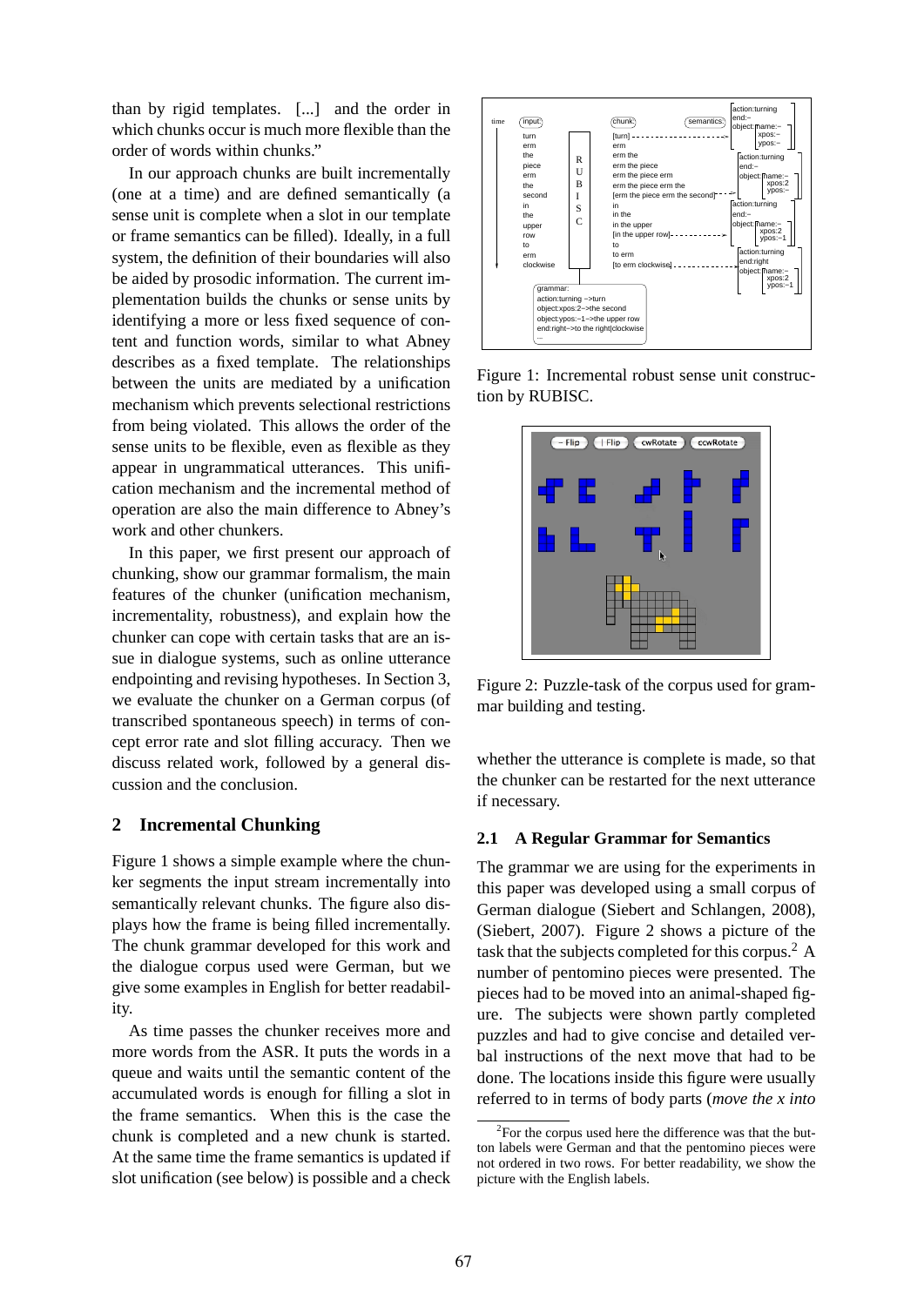than by rigid templates. [...] and the order in which chunks occur is much more flexible than the order of words within chunks."

In our approach chunks are built incrementally (one at a time) and are defined semantically (a sense unit is complete when a slot in our template or frame semantics can be filled). Ideally, in a full system, the definition of their boundaries will also be aided by prosodic information. The current implementation builds the chunks or sense units by identifying a more or less fixed sequence of content and function words, similar to what Abney describes as a fixed template. The relationships between the units are mediated by a unification mechanism which prevents selectional restrictions from being violated. This allows the order of the sense units to be flexible, even as flexible as they appear in ungrammatical utterances. This unification mechanism and the incremental method of operation are also the main difference to Abney's work and other chunkers.

In this paper, we first present our approach of chunking, show our grammar formalism, the main features of the chunker (unification mechanism, incrementality, robustness), and explain how the chunker can cope with certain tasks that are an issue in dialogue systems, such as online utterance endpointing and revising hypotheses. In Section 3, we evaluate the chunker on a German corpus (of transcribed spontaneous speech) in terms of concept error rate and slot filling accuracy. Then we discuss related work, followed by a general discussion and the conclusion.

## 2 Incremental Chunking

Figure 1 shows a simple example where the chunker segments the input stream incrementally into semantically relevant chunks. The figure also displays how the frame is being filled incrementally. The chunk grammar developed for this work and the dialogue corpus used were German, but we give some examples in English for better readability.

As time passes the chunker receives more and more words from the ASR. It puts the words in a queue and waits until the semantic content of the accumulated words is enough for filling a slot in the frame semantics. When this is the case the chunk is completed and a new chunk is started. At the same time the frame semantics is updated if slot unification (see below) is possible and a check whether the utterance is complete is made, so that the chunker can be restarted for the next utterance if necessary.

Figure 1: Incremental robust sense unit construction by RUBISC.

Figure 2: Puzzle-task of the corpus used for grammar building and testing.

### 2.1 A Regular Grammar for Semantics

The grammar we are using for the experiments in this paper was developed using a small corpus of German dialogue (Siebert and Schlangen, 2008), (Siebert, 2007). Figure 2 shows a picture of the task that the subjects completed for this corpus.[2] A number of pentomino pieces were presented. The pieces had to be moved into an animal-shaped figure. The subjects were shown partly completed puzzles and had to give concise and detailed verbal instructions of the next move that had to be done. The locations inside this figure were usually referred to in terms of body parts (*move the x into*

[2]For the corpus used here the difference was that the button labels were German and that the pentomino pieces were not ordered in two rows. For better readability, we show the picture with the English labels.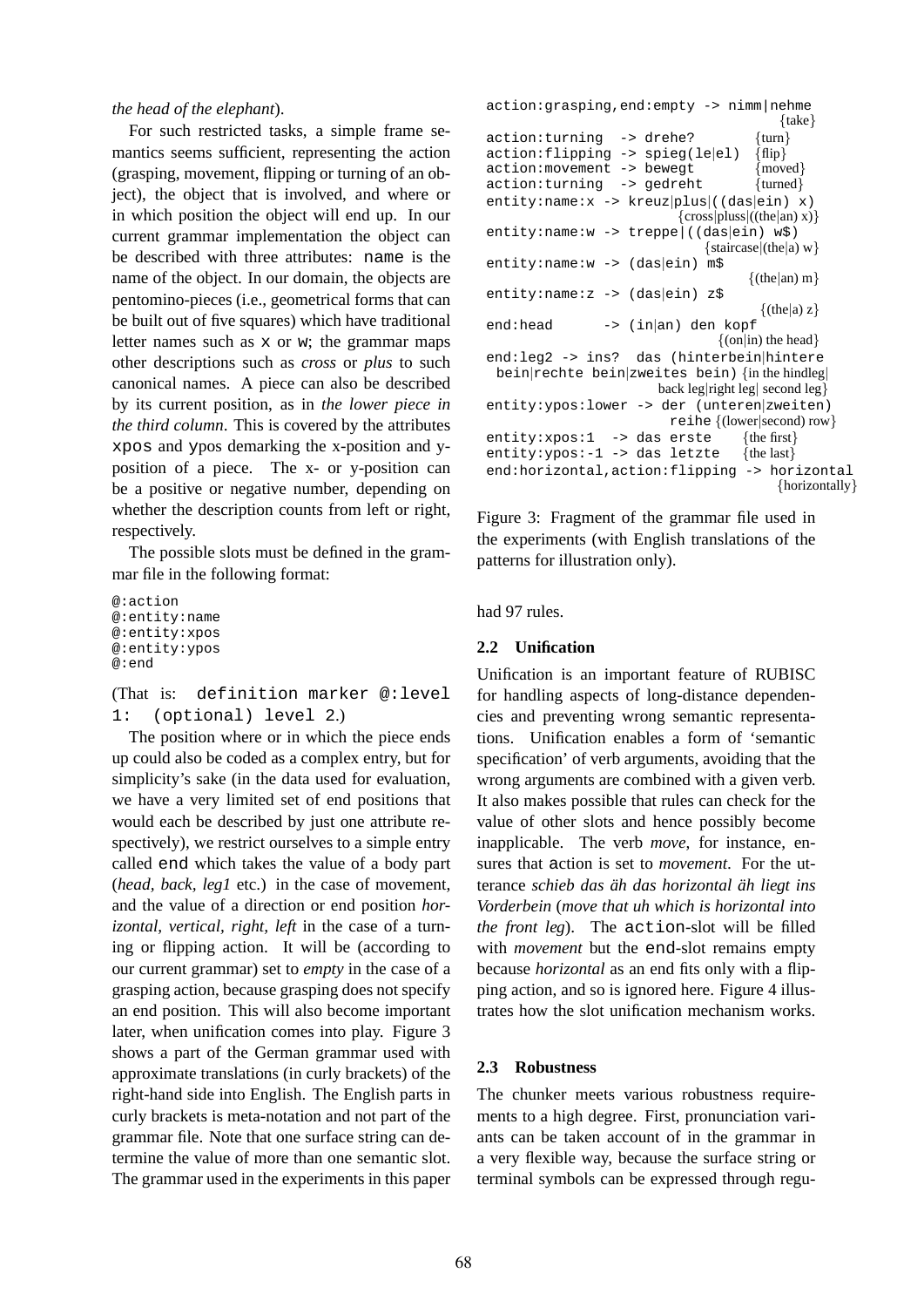*the head of the elephant*).

For such restricted tasks, a simple frame semantics seems sufficient, representing the action (grasping, movement, flipping or turning of an object), the object that is involved, and where or in which position the object will end up. In our current grammar implementation the object can be described with three attributes: `name` is the name of the object. In our domain, the objects are pentomino-pieces (i.e., geometrical forms that can be built out of five squares) which have traditional letter names such as `x` or `w`; the grammar maps other descriptions such as *cross* or *plus* to such canonical names. A piece can also be described by its current position, as in *the lower piece in the third column*. This is covered by the attributes `xpos` and `ypos` demarking the x-position and y-position of a piece. The x- or y-position can be a positive or negative number, depending on whether the description counts from left or right, respectively.

The possible slots must be defined in the grammar file in the following format:

```
@:action
@:entity:name
@:entity:xpos
@:entity:ypos
@:end
```

(That is: `definition marker @:level 1: (optional) level 2`.)

The position where or in which the piece ends up could also be coded as a complex entry, but for simplicity's sake (in the data used for evaluation, we have a very limited set of end positions that would each be described by just one attribute respectively), we restrict ourselves to a simple entry called `end` which takes the value of a body part (*head, back, leg1* etc.) in the case of movement, and the value of a direction or end position *horizontal, vertical, right, left* in the case of a turning or flipping action. It will be (according to our current grammar) set to *empty* in the case of a grasping action, because grasping does not specify an end position. This will also become important later, when unification comes into play. Figure 3 shows a part of the German grammar used with approximate translations (in curly brackets) of the right-hand side into English. The English parts in curly brackets is meta-notation and not part of the grammar file. Note that one surface string can determine the value of more than one semantic slot. The grammar used in the experiments in this paper had 97 rules.

```
action:grasping,end:empty -> nimm|nehme
                                        {take}
action:turning  -> drehe?           {turn}
action:flipping -> spieg(le|el)     {flip}
action:movement -> bewegt           {moved}
action:turning  -> gedreht          {turned}
entity:name:x -> kreuz|plus|((das|ein) x)
                        {cross|pluss|((the|an) x)}
entity:name:w -> treppe|((das|ein) w$)
                               {staircase|(the|a) w}
entity:name:w -> (das|ein) m$
                                      {(the|an) m}
entity:name:z -> (das|ein) z$
                                       {(the|a) z}
end:head       -> (in|an) den kopf
                                {(on|in) the head}
end:leg2 -> ins?  das (hinterbein|hintere
 bein|rechte bein|zweites bein) {in the hindleg|
                       back leg|right leg| second leg}
entity:ypos:lower -> der (unteren|zweiten)
                      reihe {(lower|second) row}
entity:xpos:1  -> das erste      {the first}
entity:ypos:-1 -> das letzte     {the last}
end:horizontal,action:flipping -> horizontal
                                     {horizontally}
```

Figure 3: Fragment of the grammar file used in the experiments (with English translations of the patterns for illustration only).

### 2.2 Unification

Unification is an important feature of RUBISC for handling aspects of long-distance dependencies and preventing wrong semantic representations. Unification enables a form of 'semantic specification' of verb arguments, avoiding that the wrong arguments are combined with a given verb. It also makes possible that rules can check for the value of other slots and hence possibly become inapplicable. The verb *move*, for instance, ensures that `action` is set to *movement*. For the utterance *schieb das äh das horizontal äh liegt ins Vorderbein* (*move that uh which is horizontal into the front leg*). The `action`-slot will be filled with *movement* but the `end`-slot remains empty because *horizontal* as an end fits only with a flipping action, and so is ignored here. Figure 4 illustrates how the slot unification mechanism works.

### 2.3 Robustness

The chunker meets various robustness requirements to a high degree. First, pronunciation variants can be taken account of in the grammar in a very flexible way, because the surface string or terminal symbols can be expressed through regu-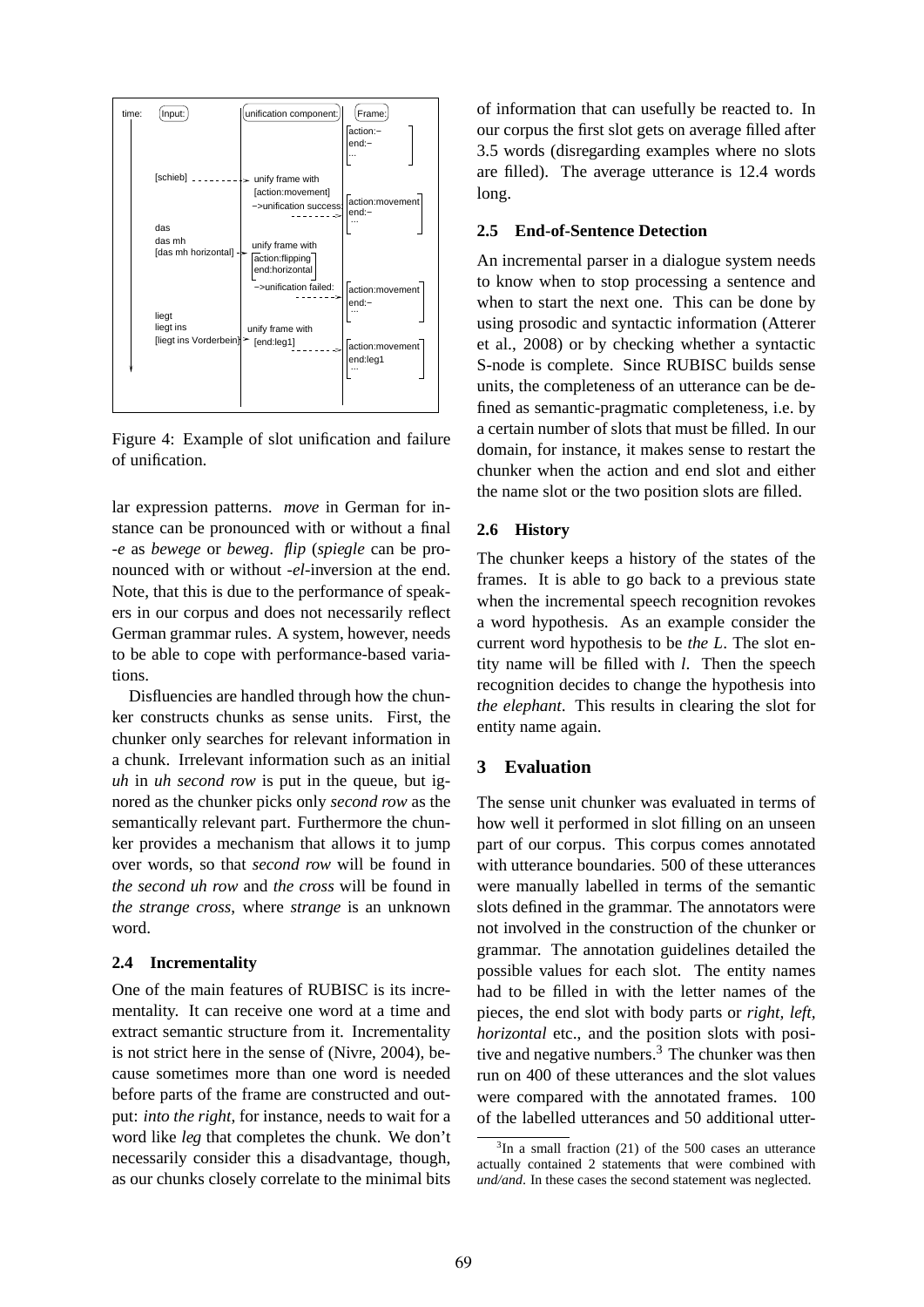Figure 4: Example of slot unification and failure of unification.

lar expression patterns. *move* in German for instance can be pronounced with or without a final *-e* as *bewege* or *beweg*. *flip* (*spiegle* can be pronounced with or without *-el*-inversion at the end. Note, that this is due to the performance of speakers in our corpus and does not necessarily reflect German grammar rules. A system, however, needs to be able to cope with performance-based variations.

Disfluencies are handled through how the chunker constructs chunks as sense units. First, the chunker only searches for relevant information in a chunk. Irrelevant information such as an initial *uh* in *uh second row* is put in the queue, but ignored as the chunker picks only *second row* as the semantically relevant part. Furthermore the chunker provides a mechanism that allows it to jump over words, so that *second row* will be found in *the second uh row* and *the cross* will be found in *the strange cross*, where *strange* is an unknown word.

### 2.4 Incrementality

One of the main features of RUBISC is its incrementality. It can receive one word at a time and extract semantic structure from it. Incrementality is not strict here in the sense of (Nivre, 2004), because sometimes more than one word is needed before parts of the frame are constructed and output: *into the right*, for instance, needs to wait for a word like *leg* that completes the chunk. We don't necessarily consider this a disadvantage, though, as our chunks closely correlate to the minimal bits of information that can usefully be reacted to. In our corpus the first slot gets on average filled after 3.5 words (disregarding examples where no slots are filled). The average utterance is 12.4 words long.

### 2.5 End-of-Sentence Detection

An incremental parser in a dialogue system needs to know when to stop processing a sentence and when to start the next one. This can be done by using prosodic and syntactic information (Atterer et al., 2008) or by checking whether a syntactic S-node is complete. Since RUBISC builds sense units, the completeness of an utterance can be defined as semantic-pragmatic completeness, i.e. by a certain number of slots that must be filled. In our domain, for instance, it makes sense to restart the chunker when the action and end slot and either the name slot or the two position slots are filled.

### 2.6 History

The chunker keeps a history of the states of the frames. It is able to go back to a previous state when the incremental speech recognition revokes a word hypothesis. As an example consider the current word hypothesis to be *the L*. The slot entity name will be filled with *l*. Then the speech recognition decides to change the hypothesis into *the elephant*. This results in clearing the slot for entity name again.

## 3 Evaluation

The sense unit chunker was evaluated in terms of how well it performed in slot filling on an unseen part of our corpus. This corpus comes annotated with utterance boundaries. 500 of these utterances were manually labelled in terms of the semantic slots defined in the grammar. The annotators were not involved in the construction of the chunker or grammar. The annotation guidelines detailed the possible values for each slot. The entity names had to be filled in with the letter names of the pieces, the end slot with body parts or *right, left, horizontal* etc., and the position slots with positive and negative numbers.[3] The chunker was then run on 400 of these utterances and the slot values were compared with the annotated frames. 100 of the labelled utterances and 50 additional utter-

[3]In a small fraction (21) of the 500 cases an utterance actually contained 2 statements that were combined with *und/and*. In these cases the second statement was neglected.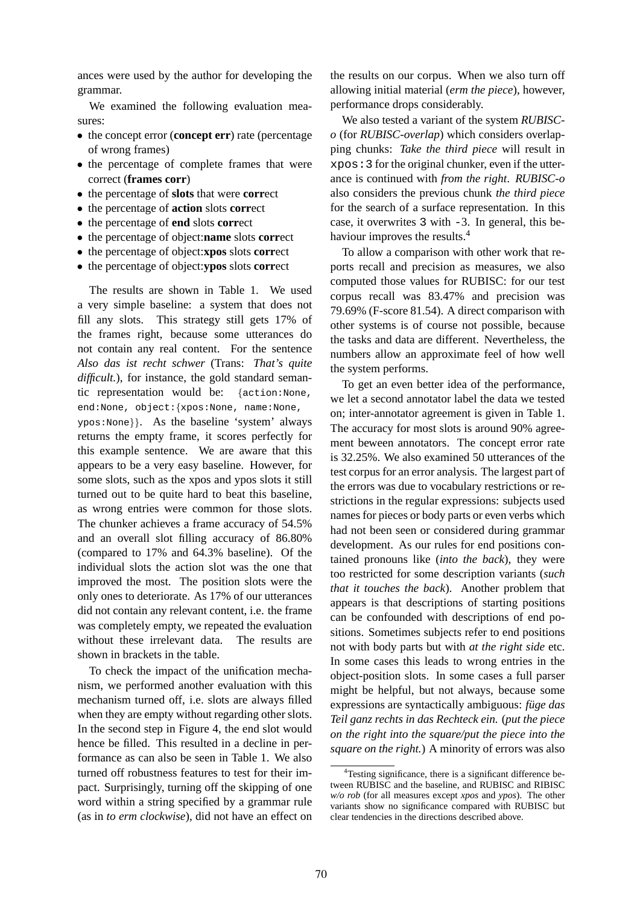ances were used by the author for developing the grammar.

We examined the following evaluation measures:

- the concept error (**concept err**) rate (percentage of wrong frames)
- the percentage of complete frames that were correct (**frames corr**)
- the percentage of **slots** that were **corr**ect
- the percentage of **action** slots **corr**ect
- the percentage of **end** slots **corr**ect
- the percentage of object:**name** slots **corr**ect
- the percentage of object:**xpos** slots **corr**ect
- the percentage of object:**ypos** slots **corr**ect

The results are shown in Table 1. We used a very simple baseline: a system that does not fill any slots. This strategy still gets 17% of the frames right, because some utterances do not contain any real content. For the sentence *Also das ist recht schwer* (Trans: *That's quite difficult.*), for instance, the gold standard semantic representation would be: {`action:None, end:None, object:{xpos:None, name:None, ypos:None`}}. As the baseline 'system' always returns the empty frame, it scores perfectly for this example sentence. We are aware that this appears to be a very easy baseline. However, for some slots, such as the xpos and ypos slots it still turned out to be quite hard to beat this baseline, as wrong entries were common for those slots. The chunker achieves a frame accuracy of 54.5% and an overall slot filling accuracy of 86.80% (compared to 17% and 64.3% baseline). Of the individual slots the action slot was the one that improved the most. The position slots were the only ones to deteriorate. As 17% of our utterances did not contain any relevant content, i.e. the frame was completely empty, we repeated the evaluation without these irrelevant data. The results are shown in brackets in the table.

To check the impact of the unification mechanism, we performed another evaluation with this mechanism turned off, i.e. slots are always filled when they are empty without regarding other slots. In the second step in Figure 4, the end slot would hence be filled. This resulted in a decline in performance as can also be seen in Table 1. We also turned off robustness features to test for their impact. Surprisingly, turning off the skipping of one word within a string specified by a grammar rule (as in *to erm clockwise*), did not have an effect on the results on our corpus. When we also turn off allowing initial material (*erm the piece*), however, performance drops considerably.

We also tested a variant of the system *RUBISC-o* (for *RUBISC-overlap*) which considers overlapping chunks: *Take the third piece* will result in `xpos:3` for the original chunker, even if the utterance is continued with *from the right*. *RUBISC-o* also considers the previous chunk *the third piece* for the search of a surface representation. In this case, it overwrites `3` with `-3`. In general, this behaviour improves the results.[4]

To allow a comparison with other work that reports recall and precision as measures, we also computed those values for RUBISC: for our test corpus recall was 83.47% and precision was 79.69% (F-score 81.54). A direct comparison with other systems is of course not possible, because the tasks and data are different. Nevertheless, the numbers allow an approximate feel of how well the system performs.

To get an even better idea of the performance, we let a second annotator label the data we tested on; inter-annotator agreement is given in Table 1. The accuracy for most slots is around 90% agreement beween annotators. The concept error rate is 32.25%. We also examined 50 utterances of the test corpus for an error analysis. The largest part of the errors was due to vocabulary restrictions or restrictions in the regular expressions: subjects used names for pieces or body parts or even verbs which had not been seen or considered during grammar development. As our rules for end positions contained pronouns like (*into the back*), they were too restricted for some description variants (*such that it touches the back*). Another problem that appears is that descriptions of starting positions can be confounded with descriptions of end positions. Sometimes subjects refer to end positions not with body parts but with *at the right side* etc. In some cases this leads to wrong entries in the object-position slots. In some cases a full parser might be helpful, but not always, because some expressions are syntactically ambiguous: *füge das Teil ganz rechts in das Rechteck ein.* (*put the piece on the right into the square/put the piece into the square on the right.*) A minority of errors was also

[4] Testing significance, there is a significant difference between RUBISC and the baseline, and RUBISC and RIBISC *w/o rob* (for all measures except *xpos* and *ypos*). The other variants show no significance compared with RUBISC but clear tendencies in the directions described above.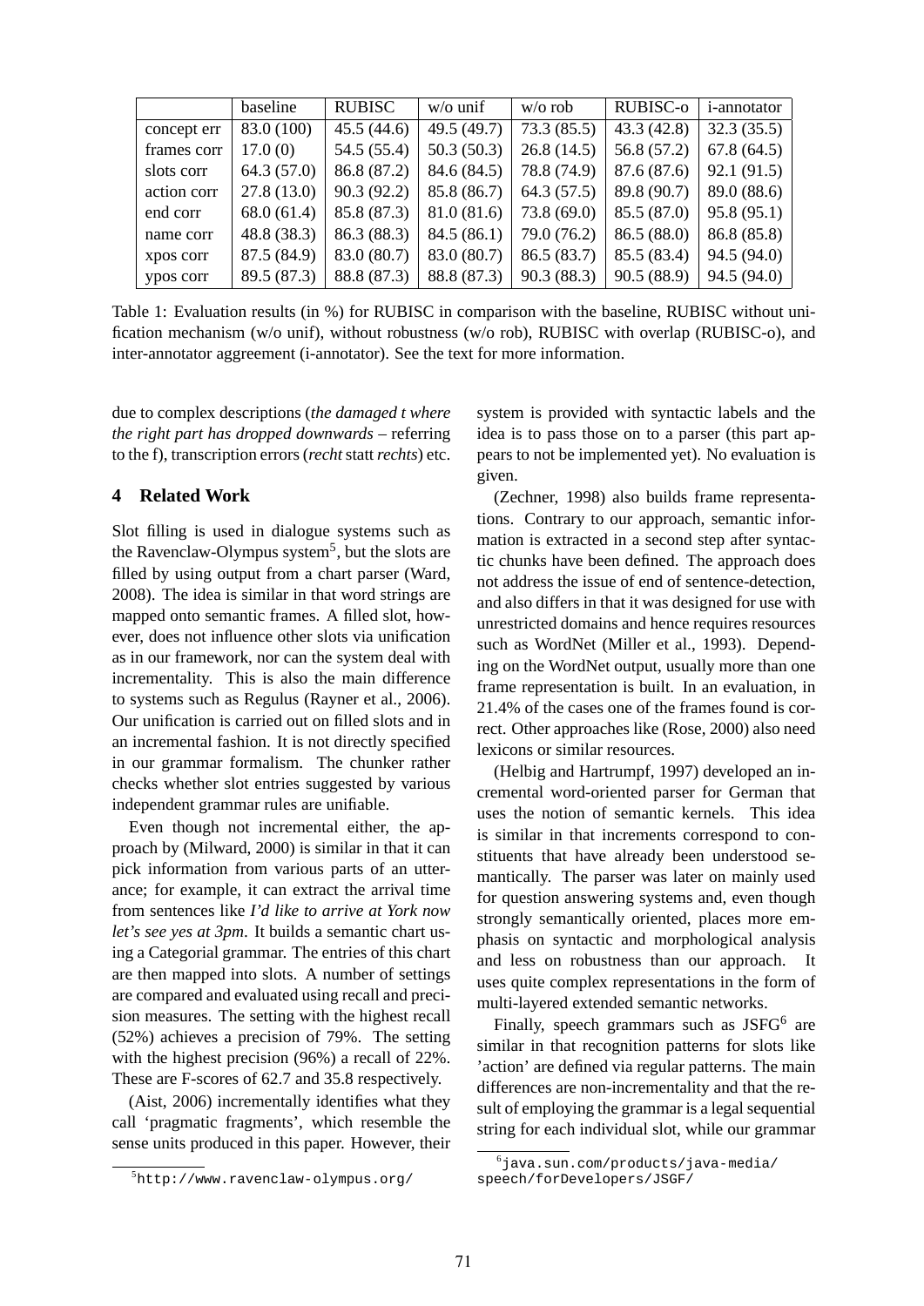| | baseline | RUBISC | w/o unif | w/o rob | RUBISC-o | i-annotator |
|---|---|---|---|---|---|---|
| concept err | 83.0 (100) | 45.5 (44.6) | 49.5 (49.7) | 73.3 (85.5) | 43.3 (42.8) | 32.3 (35.5) |
| frames corr | 17.0 (0) | 54.5 (55.4) | 50.3 (50.3) | 26.8 (14.5) | 56.8 (57.2) | 67.8 (64.5) |
| slots corr | 64.3 (57.0) | 86.8 (87.2) | 84.6 (84.5) | 78.8 (74.9) | 87.6 (87.6) | 92.1 (91.5) |
| action corr | 27.8 (13.0) | 90.3 (92.2) | 85.8 (86.7) | 64.3 (57.5) | 89.8 (90.7) | 89.0 (88.6) |
| end corr | 68.0 (61.4) | 85.8 (87.3) | 81.0 (81.6) | 73.8 (69.0) | 85.5 (87.0) | 95.8 (95.1) |
| name corr | 48.8 (38.3) | 86.3 (88.3) | 84.5 (86.1) | 79.0 (76.2) | 86.5 (88.0) | 86.8 (85.8) |
| xpos corr | 87.5 (84.9) | 83.0 (80.7) | 83.0 (80.7) | 86.5 (83.7) | 85.5 (83.4) | 94.5 (94.0) |
| ypos corr | 89.5 (87.3) | 88.8 (87.3) | 88.8 (87.3) | 90.3 (88.3) | 90.5 (88.9) | 94.5 (94.0) |

Table 1: Evaluation results (in %) for RUBISC in comparison with the baseline, RUBISC without unification mechanism (w/o unif), without robustness (w/o rob), RUBISC with overlap (RUBISC-o), and inter-annotator aggreement (i-annotator). See the text for more information.

due to complex descriptions (*the damaged t where the right part has dropped downwards* – referring to the f), transcription errors (*recht* statt *rechts*) etc.

## 4 Related Work

Slot filling is used in dialogue systems such as the Ravenclaw-Olympus system[5], but the slots are filled by using output from a chart parser (Ward, 2008). The idea is similar in that word strings are mapped onto semantic frames. A filled slot, however, does not influence other slots via unification as in our framework, nor can the system deal with incrementality. This is also the main difference to systems such as Regulus (Rayner et al., 2006). Our unification is carried out on filled slots and in an incremental fashion. It is not directly specified in our grammar formalism. The chunker rather checks whether slot entries suggested by various independent grammar rules are unifiable.

Even though not incremental either, the approach by (Milward, 2000) is similar in that it can pick information from various parts of an utterance; for example, it can extract the arrival time from sentences like *I'd like to arrive at York now let's see yes at 3pm*. It builds a semantic chart using a Categorial grammar. The entries of this chart are then mapped into slots. A number of settings are compared and evaluated using recall and precision measures. The setting with the highest recall (52%) achieves a precision of 79%. The setting with the highest precision (96%) a recall of 22%. These are F-scores of 62.7 and 35.8 respectively.

(Aist, 2006) incrementally identifies what they call 'pragmatic fragments', which resemble the sense units produced in this paper. However, their system is provided with syntactic labels and the idea is to pass those on to a parser (this part appears to not be implemented yet). No evaluation is given.

(Zechner, 1998) also builds frame representations. Contrary to our approach, semantic information is extracted in a second step after syntactic chunks have been defined. The approach does not address the issue of end of sentence-detection, and also differs in that it was designed for use with unrestricted domains and hence requires resources such as WordNet (Miller et al., 1993). Depending on the WordNet output, usually more than one frame representation is built. In an evaluation, in 21.4% of the cases one of the frames found is correct. Other approaches like (Rose, 2000) also need lexicons or similar resources.

(Helbig and Hartrumpf, 1997) developed an incremental word-oriented parser for German that uses the notion of semantic kernels. This idea is similar in that increments correspond to constituents that have already been understood semantically. The parser was later on mainly used for question answering systems and, even though strongly semantically oriented, places more emphasis on syntactic and morphological analysis and less on robustness than our approach. It uses quite complex representations in the form of multi-layered extended semantic networks.

Finally, speech grammars such as JSFG[6] are similar in that recognition patterns for slots like 'action' are defined via regular patterns. The main differences are non-incrementality and that the result of employing the grammar is a legal sequential string for each individual slot, while our grammar

[5] `http://www.ravenclaw-olympus.org/`

[6] `java.sun.com/products/java-media/speech/forDevelopers/JSGF/`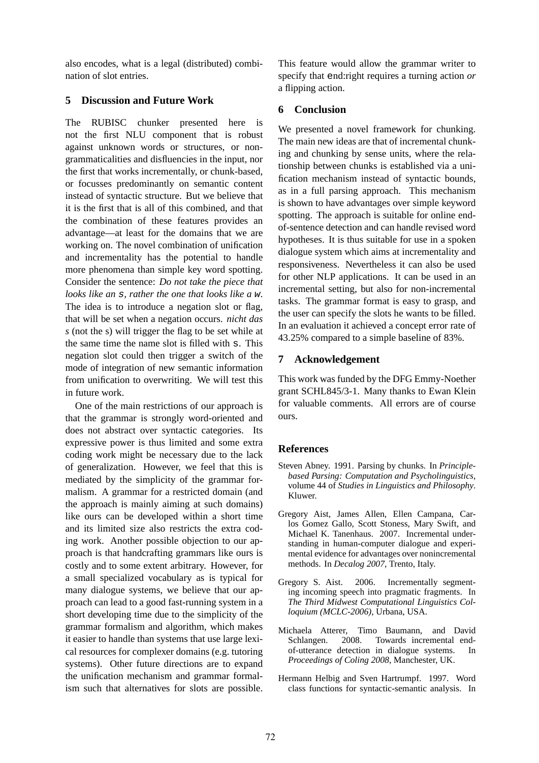also encodes, what is a legal (distributed) combination of slot entries.

## 5 Discussion and Future Work

The RUBISC chunker presented here is not the first NLU component that is robust against unknown words or structures, or non-grammaticalities and disfluencies in the input, nor the first that works incrementally, or chunk-based, or focusses predominantly on semantic content instead of syntactic structure. But we believe that it is the first that is all of this combined, and that the combination of these features provides an advantage—at least for the domains that we are working on. The novel combination of unification and incrementality has the potential to handle more phenomena than simple key word spotting. Consider the sentence: *Do not take the piece that looks like an* `s`*, rather the one that looks like a* `w`*.* The idea is to introduce a negation slot or flag, that will be set when a negation occurs. *nicht das s* (not the s) will trigger the flag to be set while at the same time the name slot is filled with `s`. This negation slot could then trigger a switch of the mode of integration of new semantic information from unification to overwriting. We will test this in future work.

One of the main restrictions of our approach is that the grammar is strongly word-oriented and does not abstract over syntactic categories. Its expressive power is thus limited and some extra coding work might be necessary due to the lack of generalization. However, we feel that this is mediated by the simplicity of the grammar formalism. A grammar for a restricted domain (and the approach is mainly aiming at such domains) like ours can be developed within a short time and its limited size also restricts the extra coding work. Another possible objection to our approach is that handcrafting grammars like ours is costly and to some extent arbitrary. However, for a small specialized vocabulary as is typical for many dialogue systems, we believe that our approach can lead to a good fast-running system in a short developing time due to the simplicity of the grammar formalism and algorithm, which makes it easier to handle than systems that use large lexical resources for complexer domains (e.g. tutoring systems). Other future directions are to expand the unification mechanism and grammar formalism such that alternatives for slots are possible. This feature would allow the grammar writer to specify that `end`:right requires a turning action *or* a flipping action.

## 6 Conclusion

We presented a novel framework for chunking. The main new ideas are that of incremental chunking and chunking by sense units, where the relationship between chunks is established via a unification mechanism instead of syntactic bounds, as in a full parsing approach. This mechanism is shown to have advantages over simple keyword spotting. The approach is suitable for online end-of-sentence detection and can handle revised word hypotheses. It is thus suitable for use in a spoken dialogue system which aims at incrementality and responsiveness. Nevertheless it can also be used for other NLP applications. It can be used in an incremental setting, but also for non-incremental tasks. The grammar format is easy to grasp, and the user can specify the slots he wants to be filled. In an evaluation it achieved a concept error rate of 43.25% compared to a simple baseline of 83%.

## 7 Acknowledgement

This work was funded by the DFG Emmy-Noether grant SCHL845/3-1. Many thanks to Ewan Klein for valuable comments. All errors are of course ours.

## References

Steven Abney. 1991. Parsing by chunks. In *Principle-based Parsing: Computation and Psycholinguistics*, volume 44 of *Studies in Linguistics and Philosophy*. Kluwer.

Gregory Aist, James Allen, Ellen Campana, Carlos Gomez Gallo, Scott Stoness, Mary Swift, and Michael K. Tanenhaus. 2007. Incremental understanding in human-computer dialogue and experimental evidence for advantages over nonincremental methods. In *Decalog 2007*, Trento, Italy.

Gregory S. Aist. 2006. Incrementally segmenting incoming speech into pragmatic fragments. In *The Third Midwest Computational Linguistics Colloquium (MCLC-2006)*, Urbana, USA.

Michaela Atterer, Timo Baumann, and David Schlangen. 2008. Towards incremental end-of-utterance detection in dialogue systems. In *Proceedings of Coling 2008*, Manchester, UK.

Hermann Helbig and Sven Hartrumpf. 1997. Word class functions for syntactic-semantic analysis. In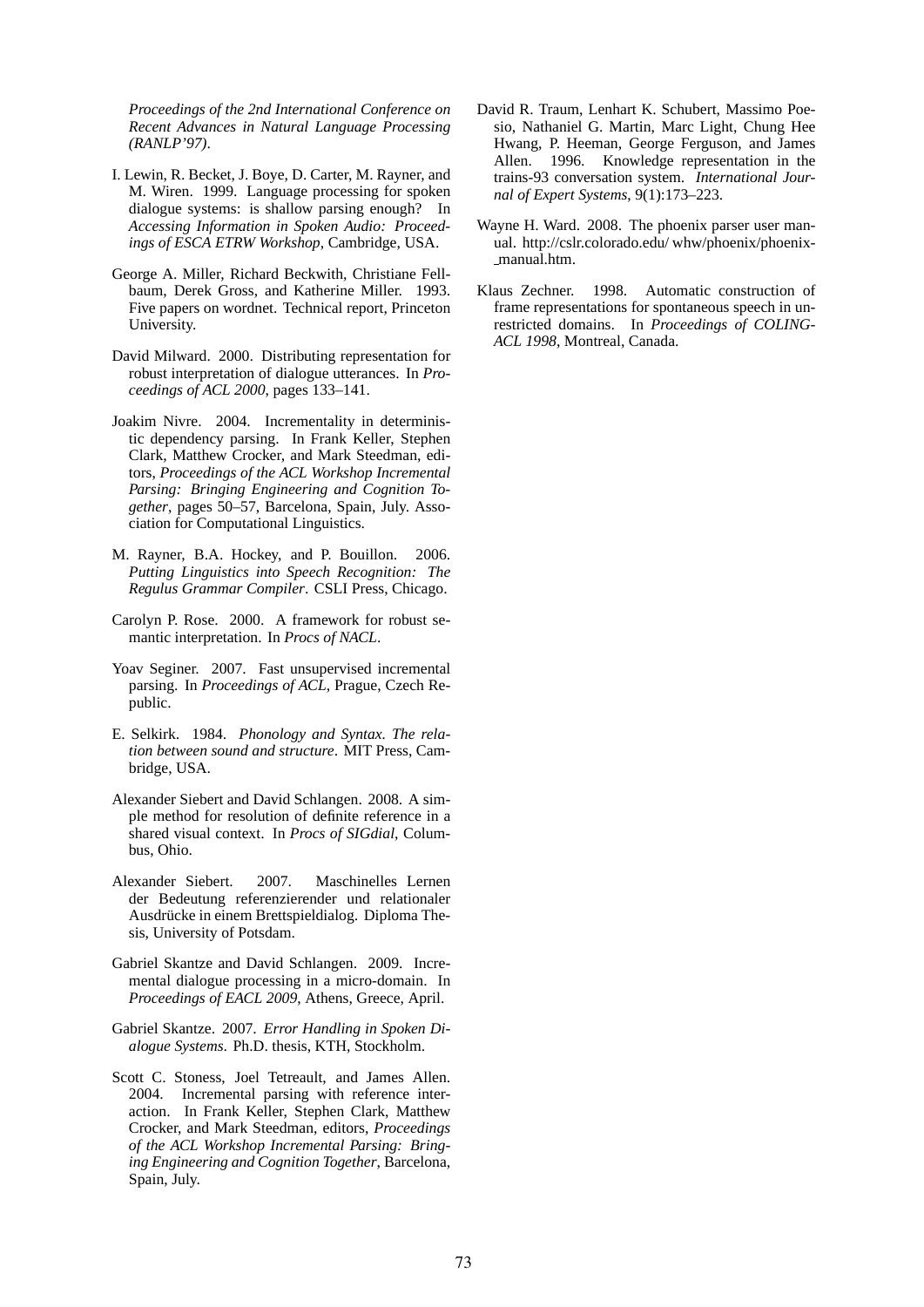*Proceedings of the 2nd International Conference on Recent Advances in Natural Language Processing (RANLP'97)*.

I. Lewin, R. Becket, J. Boye, D. Carter, M. Rayner, and M. Wiren. 1999. Language processing for spoken dialogue systems: is shallow parsing enough? In *Accessing Information in Spoken Audio: Proceedings of ESCA ETRW Workshop*, Cambridge, USA.

George A. Miller, Richard Beckwith, Christiane Fellbaum, Derek Gross, and Katherine Miller. 1993. Five papers on wordnet. Technical report, Princeton University.

David Milward. 2000. Distributing representation for robust interpretation of dialogue utterances. In *Proceedings of ACL 2000*, pages 133–141.

Joakim Nivre. 2004. Incrementality in deterministic dependency parsing. In Frank Keller, Stephen Clark, Matthew Crocker, and Mark Steedman, editors, *Proceedings of the ACL Workshop Incremental Parsing: Bringing Engineering and Cognition Together*, pages 50–57, Barcelona, Spain, July. Association for Computational Linguistics.

M. Rayner, B.A. Hockey, and P. Bouillon. 2006. *Putting Linguistics into Speech Recognition: The Regulus Grammar Compiler*. CSLI Press, Chicago.

Carolyn P. Rose. 2000. A framework for robust semantic interpretation. In *Procs of NACL*.

Yoav Seginer. 2007. Fast unsupervised incremental parsing. In *Proceedings of ACL*, Prague, Czech Republic.

E. Selkirk. 1984. *Phonology and Syntax. The relation between sound and structure*. MIT Press, Cambridge, USA.

Alexander Siebert and David Schlangen. 2008. A simple method for resolution of definite reference in a shared visual context. In *Procs of SIGdial*, Columbus, Ohio.

Alexander Siebert. 2007. Maschinelles Lernen der Bedeutung referenzierender und relationaler Ausdrücke in einem Brettspieldialog. Diploma Thesis, University of Potsdam.

Gabriel Skantze and David Schlangen. 2009. Incremental dialogue processing in a micro-domain. In *Proceedings of EACL 2009*, Athens, Greece, April.

Gabriel Skantze. 2007. *Error Handling in Spoken Dialogue Systems*. Ph.D. thesis, KTH, Stockholm.

Scott C. Stoness, Joel Tetreault, and James Allen. 2004. Incremental parsing with reference interaction. In Frank Keller, Stephen Clark, Matthew Crocker, and Mark Steedman, editors, *Proceedings of the ACL Workshop Incremental Parsing: Bringing Engineering and Cognition Together*, Barcelona, Spain, July.

David R. Traum, Lenhart K. Schubert, Massimo Poesio, Nathaniel G. Martin, Marc Light, Chung Hee Hwang, P. Heeman, George Ferguson, and James Allen. 1996. Knowledge representation in the trains-93 conversation system. *International Journal of Expert Systems*, 9(1):173–223.

Wayne H. Ward. 2008. The phoenix parser user manual. http://cslr.colorado.edu/ whw/phoenix/phoenix_manual.htm.

Klaus Zechner. 1998. Automatic construction of frame representations for spontaneous speech in unrestricted domains. In *Proceedings of COLING-ACL 1998*, Montreal, Canada.